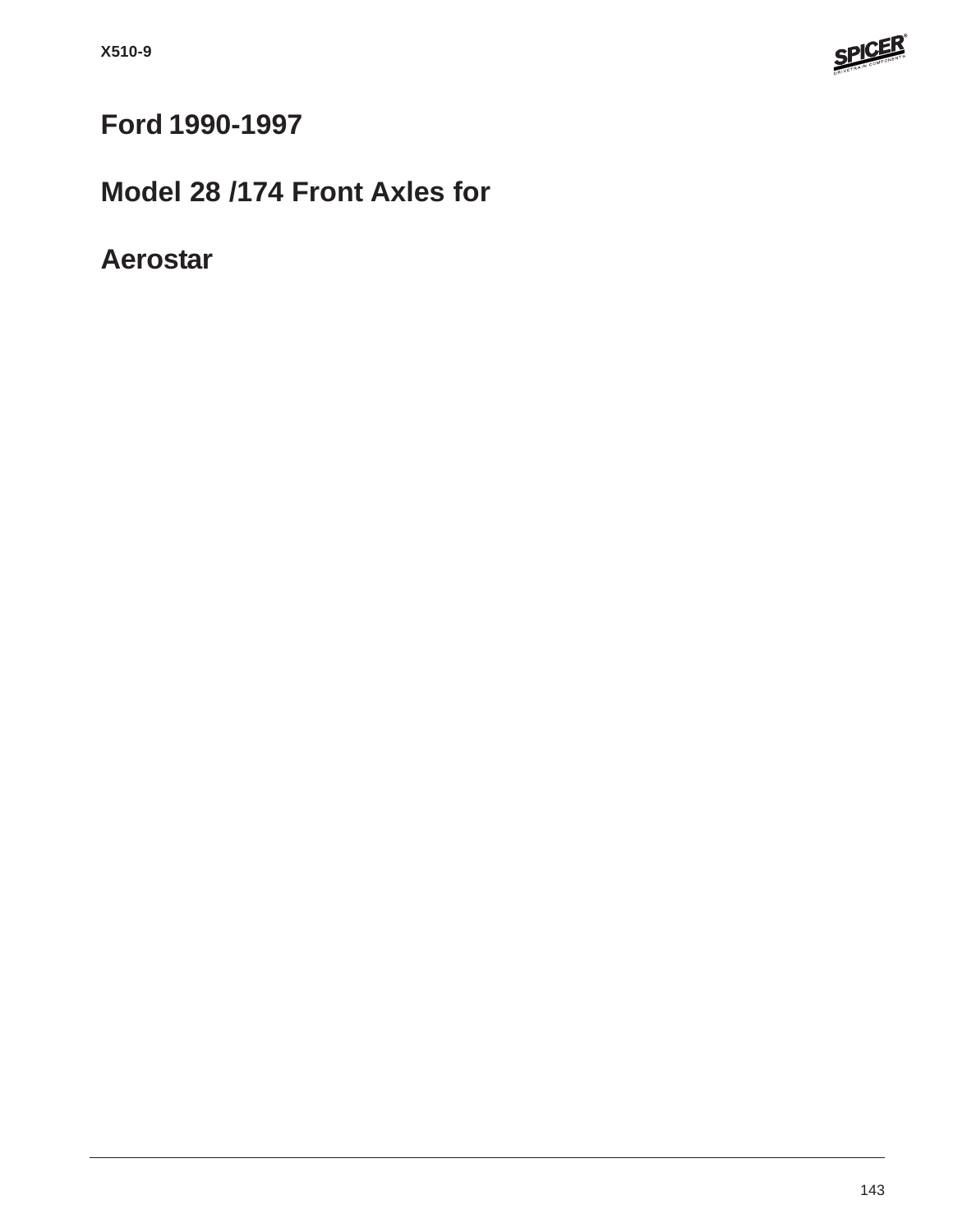# Ford 1990-1997

# Model 28 /174 Front Axles for

# Aerostar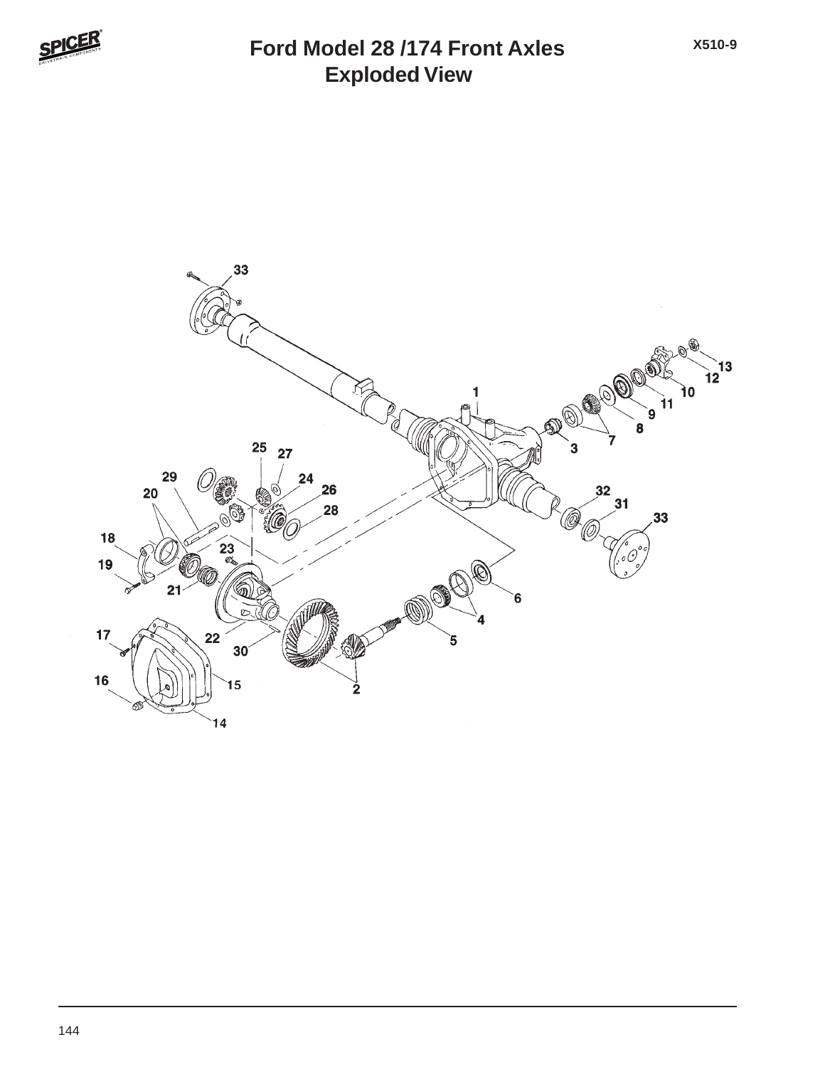# Ford Model 28 /174 Front Axles
## Exploded View

X510-9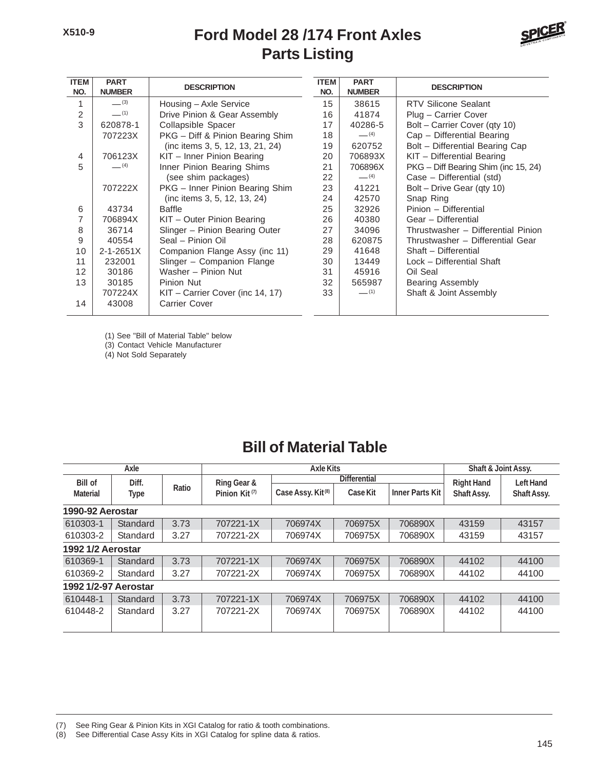# Ford Model 28 /174 Front Axles
## Parts Listing

| ITEM NO. | PART NUMBER | DESCRIPTION |
|---|---|---|
| 1 | — (3) | Housing – Axle Service |
| 2 | — (1) | Drive Pinion & Gear Assembly |
| 3 | 620878-1 | Collapsible Spacer |
| | 707223X | PKG – Diff & Pinion Bearing Shim (inc items 3, 5, 12, 13, 21, 24) |
| 4 | 706123X | KIT – Inner Pinion Bearing |
| 5 | — (4) | Inner Pinion Bearing Shims (see shim packages) |
| | 707222X | PKG – Inner Pinion Bearing Shim (inc items 3, 5, 12, 13, 24) |
| 6 | 43734 | Baffle |
| 7 | 706894X | KIT – Outer Pinion Bearing |
| 8 | 36714 | Slinger – Pinion Bearing Outer |
| 9 | 40554 | Seal – Pinion Oil |
| 10 | 2-1-2651X | Companion Flange Assy (inc 11) |
| 11 | 232001 | Slinger – Companion Flange |
| 12 | 30186 | Washer – Pinion Nut |
| 13 | 30185 | Pinion Nut |
| | 707224X | KIT – Carrier Cover (inc 14, 17) |
| 14 | 43008 | Carrier Cover |
| 15 | 38615 | RTV Silicone Sealant |
| 16 | 41874 | Plug – Carrier Cover |
| 17 | 40286-5 | Bolt – Carrier Cover (qty 10) |
| 18 | — (4) | Cap – Differential Bearing |
| 19 | 620752 | Bolt – Differential Bearing Cap |
| 20 | 706893X | KIT – Differential Bearing |
| 21 | 706896X | PKG – Diff Bearing Shim (inc 15, 24) |
| 22 | — (4) | Case – Differential (std) |
| 23 | 41221 | Bolt – Drive Gear (qty 10) |
| 24 | 42570 | Snap Ring |
| 25 | 32926 | Pinion – Differential |
| 26 | 40380 | Gear – Differential |
| 27 | 34096 | Thrustwasher – Differential Pinion |
| 28 | 620875 | Thrustwasher – Differential Gear |
| 29 | 41648 | Shaft – Differential |
| 30 | 13449 | Lock – Differential Shaft |
| 31 | 45916 | Oil Seal |
| 32 | 565987 | Bearing Assembly |
| 33 | — (1) | Shaft & Joint Assembly |

(1) See "Bill of Material Table" below
(3) Contact Vehicle Manufacturer
(4) Not Sold Separately

## Bill of Material Table

| Axle | | | Axle Kits | | | | Shaft & Joint Assy. | |
|---|---|---|---|---|---|---|---|---|
| | | | | Differential | | | | |
| Bill of Material | Diff. Type | Ratio | Ring Gear & Pinion Kit (7) | Case Assy. Kit (8) | Case Kit | Inner Parts Kit | Right Hand Shaft Assy. | Left Hand Shaft Assy. |
| **1990-92 Aerostar** | | | | | | | | |
| 610303-1 | Standard | 3.73 | 707221-1X | 706974X | 706975X | 706890X | 43159 | 43157 |
| 610303-2 | Standard | 3.27 | 707221-2X | 706974X | 706975X | 706890X | 43159 | 43157 |
| **1992 1/2 Aerostar** | | | | | | | | |
| 610369-1 | Standard | 3.73 | 707221-1X | 706974X | 706975X | 706890X | 44102 | 44100 |
| 610369-2 | Standard | 3.27 | 707221-2X | 706974X | 706975X | 706890X | 44102 | 44100 |
| **1992 1/2-97 Aerostar** | | | | | | | | |
| 610448-1 | Standard | 3.73 | 707221-1X | 706974X | 706975X | 706890X | 44102 | 44100 |
| 610448-2 | Standard | 3.27 | 707221-2X | 706974X | 706975X | 706890X | 44102 | 44100 |

(7) See Ring Gear & Pinion Kits in XGI Catalog for ratio & tooth combinations.
(8) See Differential Case Assy Kits in XGI Catalog for spline data & ratios.